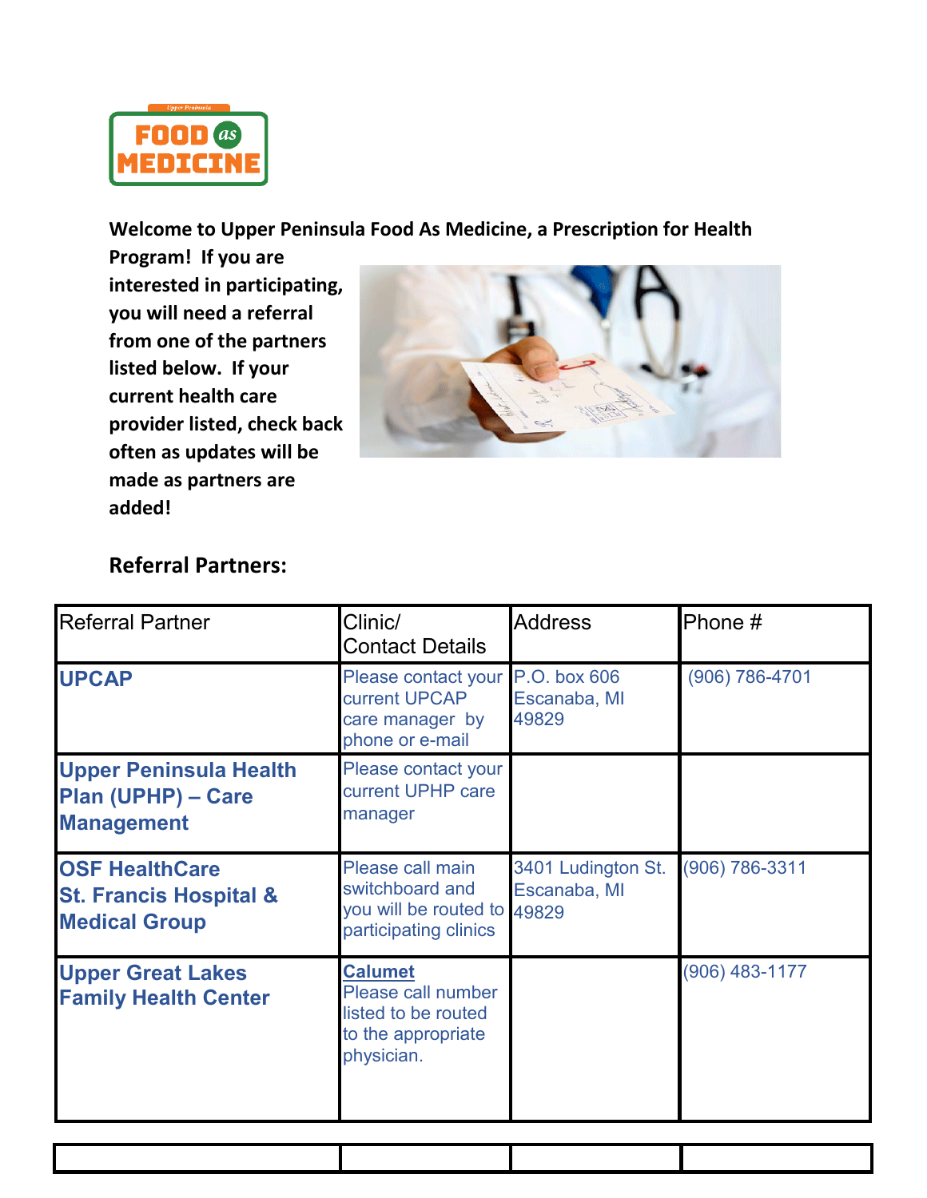Upper Peninsula

**FOOD as MEDICINE**

**Welcome to Upper Peninsula Food As Medicine, a Prescription for Health Program! If you are interested in participating, you will need a referral from one of the partners listed below. If your current health care provider listed, check back often as updates will be made as partners are added!**

**Referral Partners:**

| Referral Partner | Clinic/ Contact Details | Address | Phone # |
|---|---|---|---|
| **UPCAP** | Please contact your current UPCAP care manager by phone or e-mail | P.O. box 606 Escanaba, MI 49829 | (906) 786-4701 |
| **Upper Peninsula Health Plan (UPHP) – Care Management** | Please contact your current UPHP care manager | | |
| **OSF HealthCare St. Francis Hospital & Medical Group** | Please call main switchboard and you will be routed to participating clinics | 3401 Ludington St. Escanaba, MI 49829 | (906) 786-3311 |
| **Upper Great Lakes Family Health Center** | **Calumet** Please call number listed to be routed to the appropriate physician. | | (906) 483-1177 |
| | | | |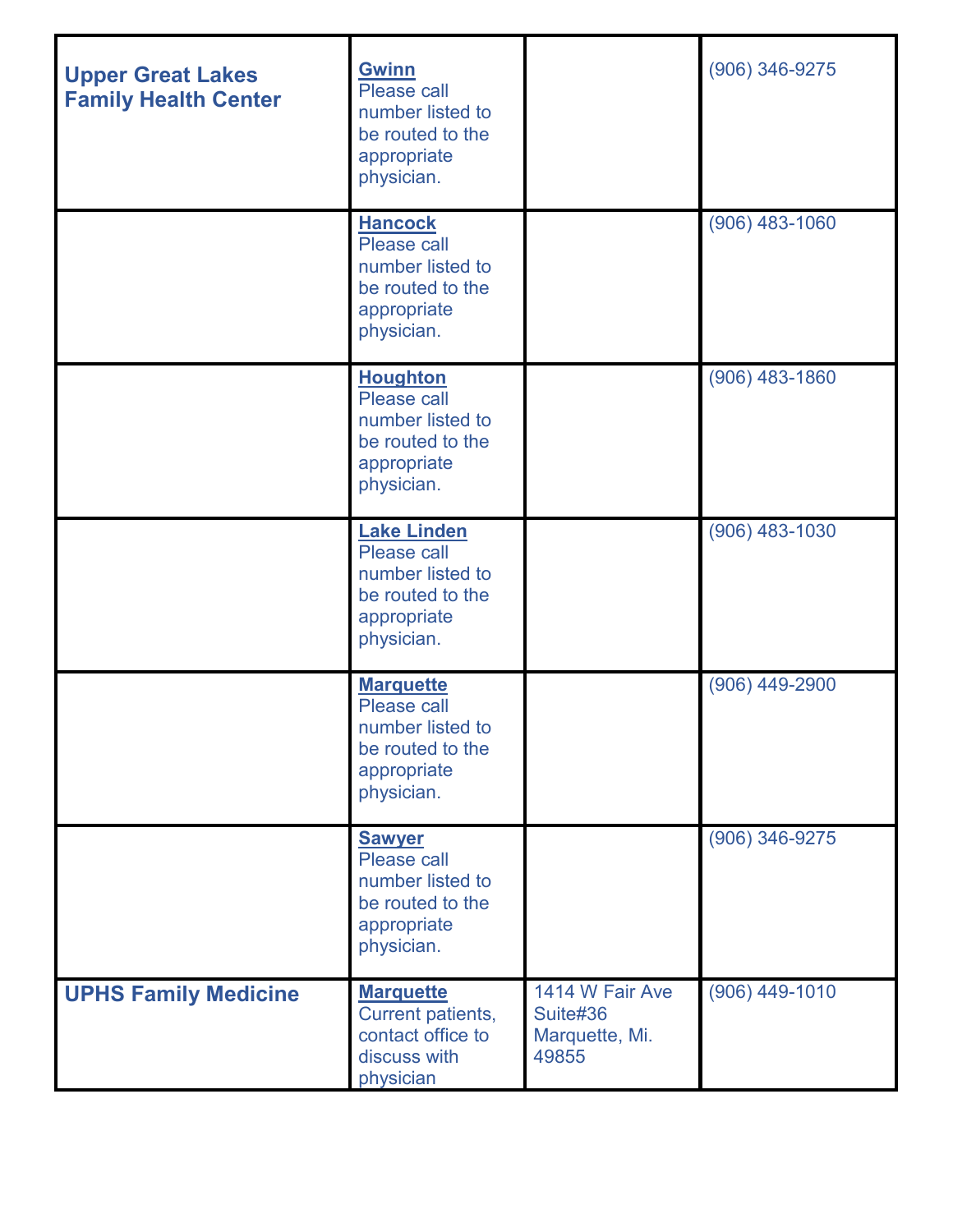| | | | |
|---|---|---|---|
| **Upper Great Lakes Family Health Center** | **Gwinn** Please call number listed to be routed to the appropriate physician. | | (906) 346-9275 |
| | **Hancock** Please call number listed to be routed to the appropriate physician. | | (906) 483-1060 |
| | **Houghton** Please call number listed to be routed to the appropriate physician. | | (906) 483-1860 |
| | **Lake Linden** Please call number listed to be routed to the appropriate physician. | | (906) 483-1030 |
| | **Marquette** Please call number listed to be routed to the appropriate physician. | | (906) 449-2900 |
| | **Sawyer** Please call number listed to be routed to the appropriate physician. | | (906) 346-9275 |
| **UPHS Family Medicine** | **Marquette** Current patients, contact office to discuss with physician | 1414 W Fair Ave Suite#36 Marquette, Mi. 49855 | (906) 449-1010 |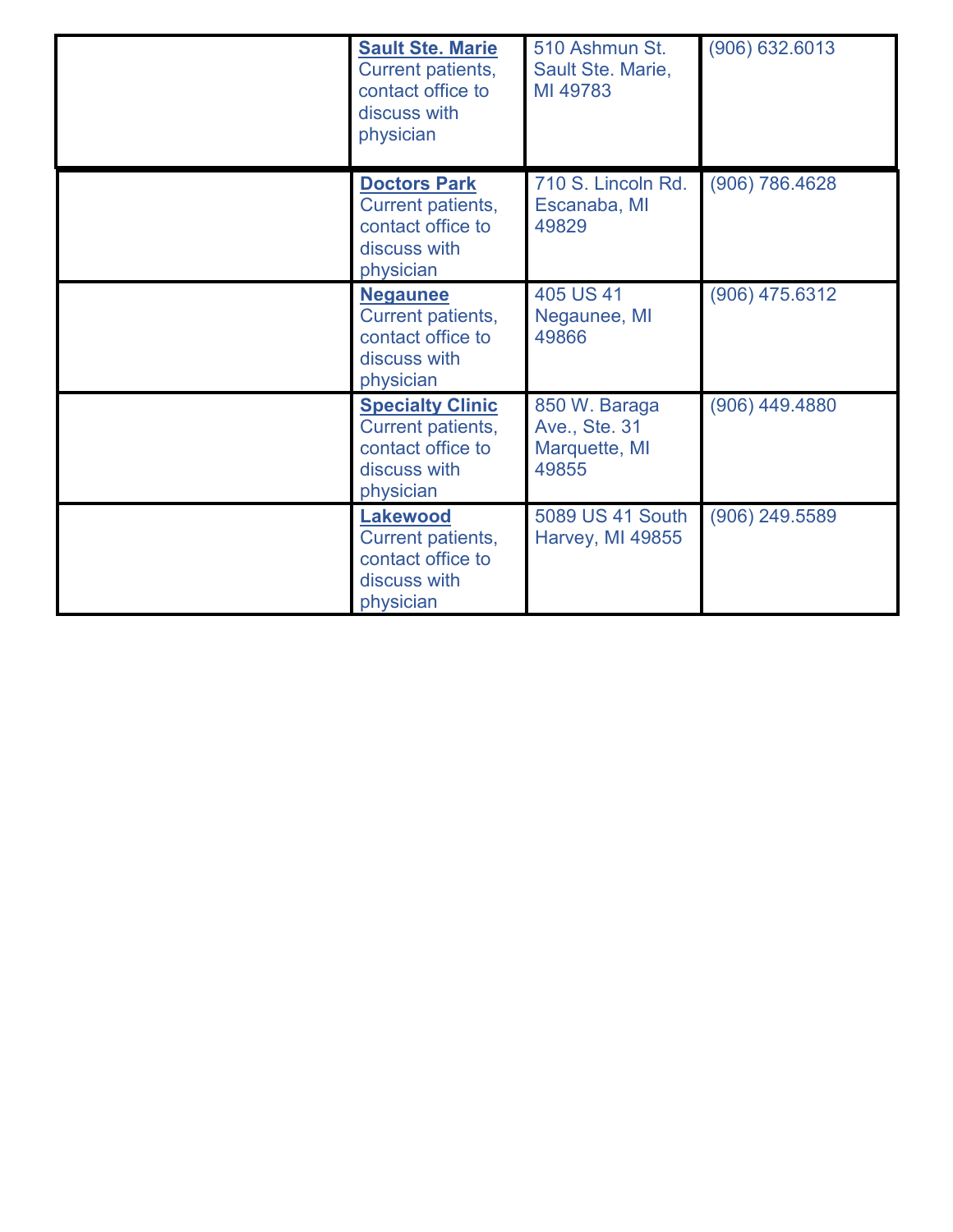| | | | |
|---|---|---|---|
| | **Sault Ste. Marie** Current patients, contact office to discuss with physician | 510 Ashmun St. Sault Ste. Marie, MI 49783 | (906) 632.6013 |
| | **Doctors Park** Current patients, contact office to discuss with physician | 710 S. Lincoln Rd. Escanaba, MI 49829 | (906) 786.4628 |
| | **Negaunee** Current patients, contact office to discuss with physician | 405 US 41 Negaunee, MI 49866 | (906) 475.6312 |
| | **Specialty Clinic** Current patients, contact office to discuss with physician | 850 W. Baraga Ave., Ste. 31 Marquette, MI 49855 | (906) 449.4880 |
| | **Lakewood** Current patients, contact office to discuss with physician | 5089 US 41 South Harvey, MI 49855 | (906) 249.5589 |